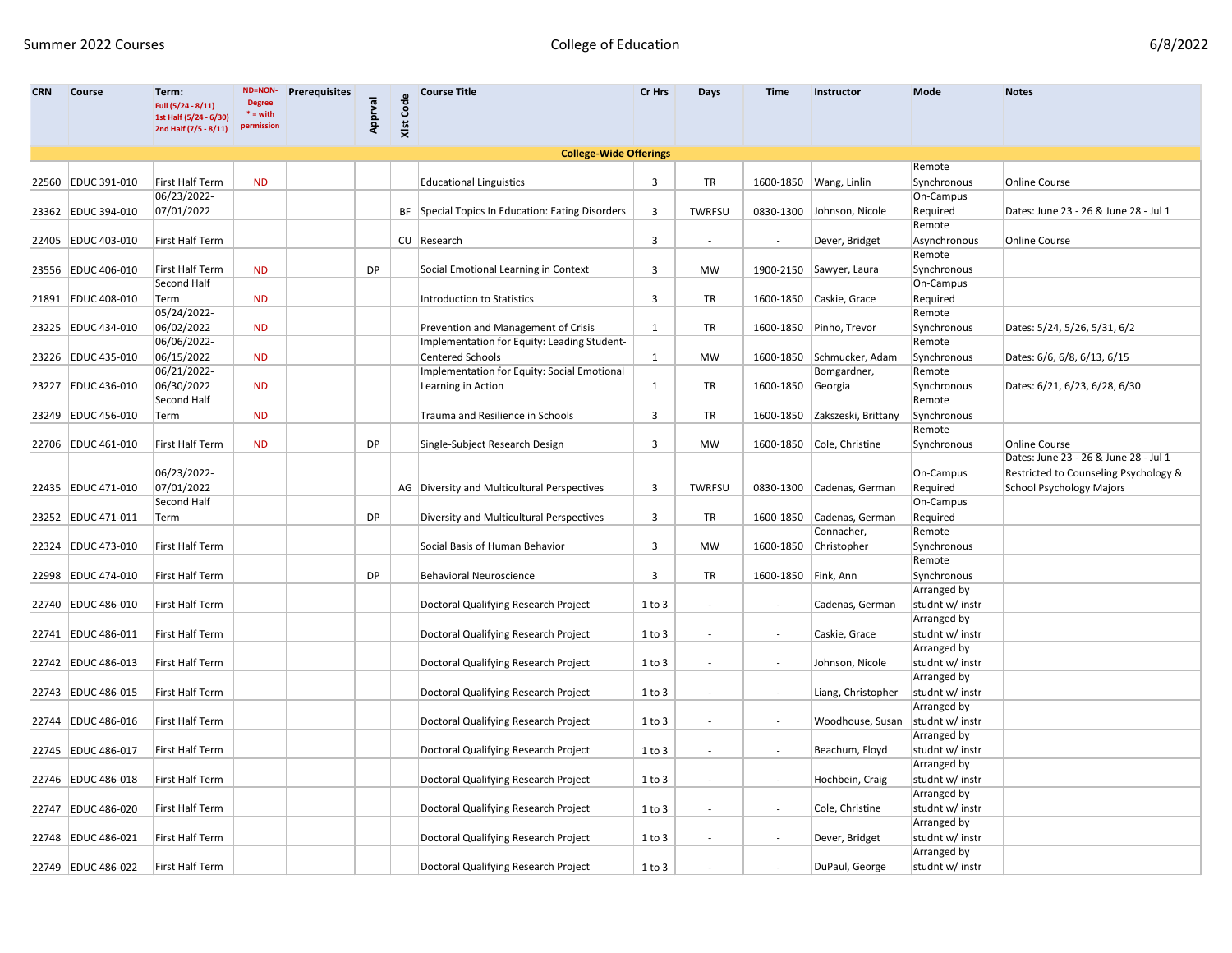Summer 2022 Courses

College of Education

6/8/2022

| CRN | Course | Term: Full (5/24 - 8/11) 1st Half (5/24 - 6/30) 2nd Half (7/5 - 8/11) | ND=NON-Degree * = with permission | Prerequisites | Apprval | Xlst Code | Course Title | Cr Hrs | Days | Time | Instructor | Mode | Notes |
|---|---|---|---|---|---|---|---|---|---|---|---|---|---|
| | | | | | | | **College-Wide Offerings** | | | | | | |
| 22560 | EDUC 391-010 | First Half Term | ND | | | | Educational Linguistics | 3 | TR | 1600-1850 | Wang, Linlin | Remote Synchronous | Online Course |
| 23362 | EDUC 394-010 | 06/23/2022-07/01/2022 | | | | BF | Special Topics In Education: Eating Disorders | 3 | TWRFSU | 0830-1300 | Johnson, Nicole | On-Campus Required | Dates: June 23 - 26 & June 28 - Jul 1 |
| 22405 | EDUC 403-010 | First Half Term | | | | CU | Research | 3 | - | - | Dever, Bridget | Remote Asynchronous | Online Course |
| 23556 | EDUC 406-010 | First Half Term | ND | | DP | | Social Emotional Learning in Context | 3 | MW | 1900-2150 | Sawyer, Laura | Remote Synchronous | |
| 21891 | EDUC 408-010 | Second Half Term | ND | | | | Introduction to Statistics | 3 | TR | 1600-1850 | Caskie, Grace | On-Campus Required | |
| 23225 | EDUC 434-010 | 05/24/2022-06/02/2022 | ND | | | | Prevention and Management of Crisis | 1 | TR | 1600-1850 | Pinho, Trevor | Remote Synchronous | Dates: 5/24, 5/26, 5/31, 6/2 |
| 23226 | EDUC 435-010 | 06/06/2022-06/15/2022 | ND | | | | Implementation for Equity: Leading Student-Centered Schools | 1 | MW | 1600-1850 | Schmucker, Adam | Remote Synchronous | Dates: 6/6, 6/8, 6/13, 6/15 |
| 23227 | EDUC 436-010 | 06/21/2022-06/30/2022 | ND | | | | Implementation for Equity: Social Emotional Learning in Action | 1 | TR | 1600-1850 | Bomgardner, Georgia | Remote Synchronous | Dates: 6/21, 6/23, 6/28, 6/30 |
| 23249 | EDUC 456-010 | Second Half Term | ND | | | | Trauma and Resilience in Schools | 3 | TR | 1600-1850 | Zakszeski, Brittany | Remote Synchronous | |
| 22706 | EDUC 461-010 | First Half Term | ND | | DP | | Single-Subject Research Design | 3 | MW | 1600-1850 | Cole, Christine | Remote Synchronous | Online Course |
| 22435 | EDUC 471-010 | 06/23/2022-07/01/2022 | | | | AG | Diversity and Multicultural Perspectives | 3 | TWRFSU | 0830-1300 | Cadenas, German | On-Campus Required | Dates: June 23 - 26 & June 28 - Jul 1 Restricted to Counseling Psychology & School Psychology Majors |
| 23252 | EDUC 471-011 | Second Half Term | | | DP | | Diversity and Multicultural Perspectives | 3 | TR | 1600-1850 | Cadenas, German | On-Campus Required | |
| 22324 | EDUC 473-010 | First Half Term | | | | | Social Basis of Human Behavior | 3 | MW | 1600-1850 | Connacher, Christopher | Remote Synchronous | |
| 22998 | EDUC 474-010 | First Half Term | | | DP | | Behavioral Neuroscience | 3 | TR | 1600-1850 | Fink, Ann | Remote Synchronous | |
| 22740 | EDUC 486-010 | First Half Term | | | | | Doctoral Qualifying Research Project | 1 to 3 | - | - | Cadenas, German | Arranged by studnt w/ instr | |
| 22741 | EDUC 486-011 | First Half Term | | | | | Doctoral Qualifying Research Project | 1 to 3 | - | - | Caskie, Grace | Arranged by studnt w/ instr | |
| 22742 | EDUC 486-013 | First Half Term | | | | | Doctoral Qualifying Research Project | 1 to 3 | - | - | Johnson, Nicole | Arranged by studnt w/ instr | |
| 22743 | EDUC 486-015 | First Half Term | | | | | Doctoral Qualifying Research Project | 1 to 3 | - | - | Liang, Christopher | Arranged by studnt w/ instr | |
| 22744 | EDUC 486-016 | First Half Term | | | | | Doctoral Qualifying Research Project | 1 to 3 | - | - | Woodhouse, Susan | Arranged by studnt w/ instr | |
| 22745 | EDUC 486-017 | First Half Term | | | | | Doctoral Qualifying Research Project | 1 to 3 | - | - | Beachum, Floyd | Arranged by studnt w/ instr | |
| 22746 | EDUC 486-018 | First Half Term | | | | | Doctoral Qualifying Research Project | 1 to 3 | - | - | Hochbein, Craig | Arranged by studnt w/ instr | |
| 22747 | EDUC 486-020 | First Half Term | | | | | Doctoral Qualifying Research Project | 1 to 3 | - | - | Cole, Christine | Arranged by studnt w/ instr | |
| 22748 | EDUC 486-021 | First Half Term | | | | | Doctoral Qualifying Research Project | 1 to 3 | - | - | Dever, Bridget | Arranged by studnt w/ instr | |
| 22749 | EDUC 486-022 | First Half Term | | | | | Doctoral Qualifying Research Project | 1 to 3 | - | - | DuPaul, George | Arranged by studnt w/ instr | |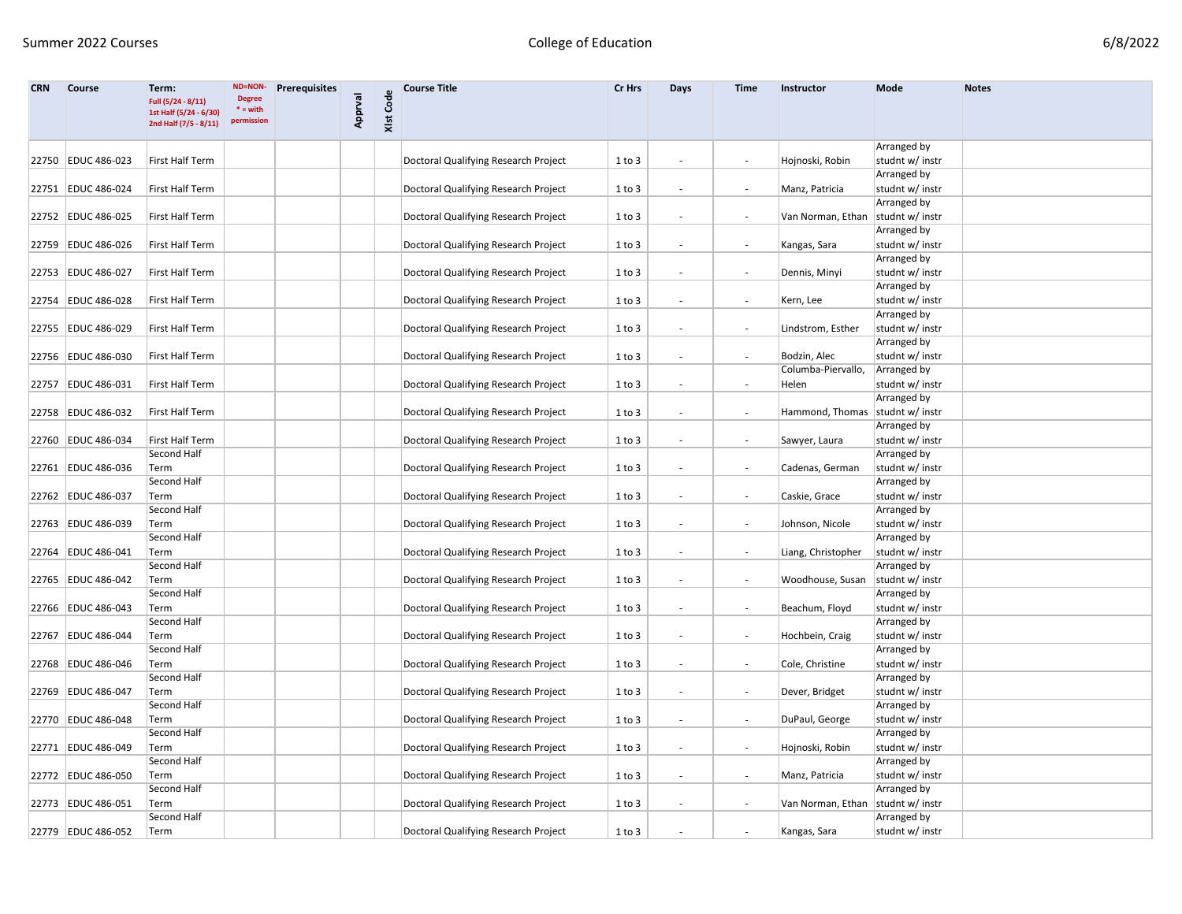| CRN | Course | Term: Full (5/24 - 8/11) 1st Half (5/24 - 6/30) 2nd Half (7/5 - 8/11) | ND=NON-Degree * = with permission | Prerequisites | Apprval | Xlst Code | Course Title | Cr Hrs | Days | Time | Instructor | Mode | Notes |
|---|---|---|---|---|---|---|---|---|---|---|---|---|---|
| 22750 | EDUC 486-023 | First Half Term | | | | | Doctoral Qualifying Research Project | 1 to 3 | - | - | Hojnoski, Robin | Arranged by studnt w/ instr | |
| 22751 | EDUC 486-024 | First Half Term | | | | | Doctoral Qualifying Research Project | 1 to 3 | - | - | Manz, Patricia | Arranged by studnt w/ instr | |
| 22752 | EDUC 486-025 | First Half Term | | | | | Doctoral Qualifying Research Project | 1 to 3 | - | - | Van Norman, Ethan | Arranged by studnt w/ instr | |
| 22759 | EDUC 486-026 | First Half Term | | | | | Doctoral Qualifying Research Project | 1 to 3 | - | - | Kangas, Sara | Arranged by studnt w/ instr | |
| 22753 | EDUC 486-027 | First Half Term | | | | | Doctoral Qualifying Research Project | 1 to 3 | - | - | Dennis, Minyi | Arranged by studnt w/ instr | |
| 22754 | EDUC 486-028 | First Half Term | | | | | Doctoral Qualifying Research Project | 1 to 3 | - | - | Kern, Lee | Arranged by studnt w/ instr | |
| 22755 | EDUC 486-029 | First Half Term | | | | | Doctoral Qualifying Research Project | 1 to 3 | - | - | Lindstrom, Esther | Arranged by studnt w/ instr | |
| 22756 | EDUC 486-030 | First Half Term | | | | | Doctoral Qualifying Research Project | 1 to 3 | - | - | Bodzin, Alec | Arranged by studnt w/ instr | |
| 22757 | EDUC 486-031 | First Half Term | | | | | Doctoral Qualifying Research Project | 1 to 3 | - | - | Columba-Piervallo, Helen | Arranged by studnt w/ instr | |
| 22758 | EDUC 486-032 | First Half Term | | | | | Doctoral Qualifying Research Project | 1 to 3 | - | - | Hammond, Thomas | Arranged by studnt w/ instr | |
| 22760 | EDUC 486-034 | First Half Term | | | | | Doctoral Qualifying Research Project | 1 to 3 | - | - | Sawyer, Laura | Arranged by studnt w/ instr | |
| 22761 | EDUC 486-036 | Second Half Term | | | | | Doctoral Qualifying Research Project | 1 to 3 | - | - | Cadenas, German | Arranged by studnt w/ instr | |
| 22762 | EDUC 486-037 | Second Half Term | | | | | Doctoral Qualifying Research Project | 1 to 3 | - | - | Caskie, Grace | Arranged by studnt w/ instr | |
| 22763 | EDUC 486-039 | Second Half Term | | | | | Doctoral Qualifying Research Project | 1 to 3 | - | - | Johnson, Nicole | Arranged by studnt w/ instr | |
| 22764 | EDUC 486-041 | Second Half Term | | | | | Doctoral Qualifying Research Project | 1 to 3 | - | - | Liang, Christopher | Arranged by studnt w/ instr | |
| 22765 | EDUC 486-042 | Second Half Term | | | | | Doctoral Qualifying Research Project | 1 to 3 | - | - | Woodhouse, Susan | Arranged by studnt w/ instr | |
| 22766 | EDUC 486-043 | Second Half Term | | | | | Doctoral Qualifying Research Project | 1 to 3 | - | - | Beachum, Floyd | Arranged by studnt w/ instr | |
| 22767 | EDUC 486-044 | Second Half Term | | | | | Doctoral Qualifying Research Project | 1 to 3 | - | - | Hochbein, Craig | Arranged by studnt w/ instr | |
| 22768 | EDUC 486-046 | Second Half Term | | | | | Doctoral Qualifying Research Project | 1 to 3 | - | - | Cole, Christine | Arranged by studnt w/ instr | |
| 22769 | EDUC 486-047 | Second Half Term | | | | | Doctoral Qualifying Research Project | 1 to 3 | - | - | Dever, Bridget | Arranged by studnt w/ instr | |
| 22770 | EDUC 486-048 | Second Half Term | | | | | Doctoral Qualifying Research Project | 1 to 3 | - | - | DuPaul, George | Arranged by studnt w/ instr | |
| 22771 | EDUC 486-049 | Second Half Term | | | | | Doctoral Qualifying Research Project | 1 to 3 | - | - | Hojnoski, Robin | Arranged by studnt w/ instr | |
| 22772 | EDUC 486-050 | Second Half Term | | | | | Doctoral Qualifying Research Project | 1 to 3 | - | - | Manz, Patricia | Arranged by studnt w/ instr | |
| 22773 | EDUC 486-051 | Second Half Term | | | | | Doctoral Qualifying Research Project | 1 to 3 | - | - | Van Norman, Ethan | Arranged by studnt w/ instr | |
| 22779 | EDUC 486-052 | Second Half Term | | | | | Doctoral Qualifying Research Project | 1 to 3 | - | - | Kangas, Sara | Arranged by studnt w/ instr | |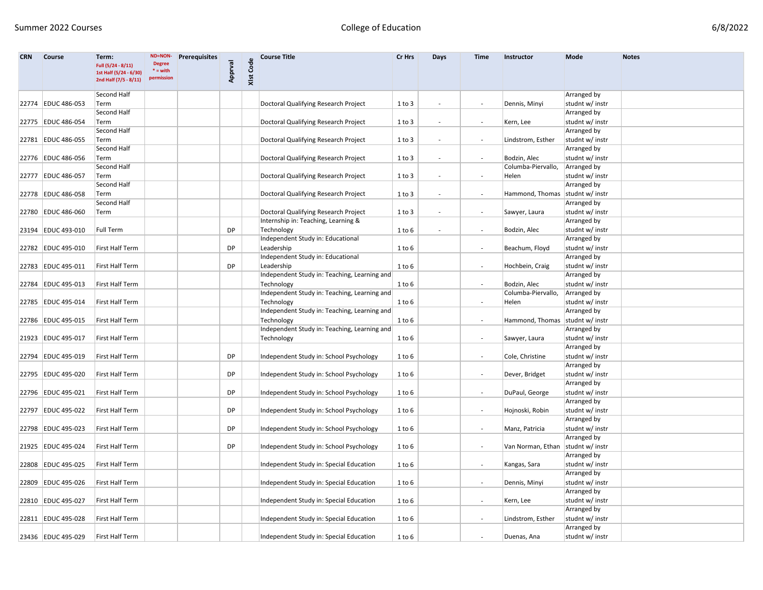| CRN | Course | Term: Full (5/24 - 8/11) 1st Half (5/24 - 6/30) 2nd Half (7/5 - 8/11) | ND=NON-Degree * = with permission | Prerequisites | Apprval | Xlst Code | Course Title | Cr Hrs | Days | Time | Instructor | Mode | Notes |
|---|---|---|---|---|---|---|---|---|---|---|---|---|---|
| 22774 | EDUC 486-053 | Second Half Term | | | | | Doctoral Qualifying Research Project | 1 to 3 | - | - | Dennis, Minyi | Arranged by studnt w/ instr | |
| 22775 | EDUC 486-054 | Second Half Term | | | | | Doctoral Qualifying Research Project | 1 to 3 | - | - | Kern, Lee | Arranged by studnt w/ instr | |
| 22781 | EDUC 486-055 | Second Half Term | | | | | Doctoral Qualifying Research Project | 1 to 3 | - | - | Lindstrom, Esther | Arranged by studnt w/ instr | |
| 22776 | EDUC 486-056 | Second Half Term | | | | | Doctoral Qualifying Research Project | 1 to 3 | - | - | Bodzin, Alec | Arranged by studnt w/ instr | |
| 22777 | EDUC 486-057 | Second Half Term | | | | | Doctoral Qualifying Research Project | 1 to 3 | - | - | Columba-Piervallo, Helen | Arranged by studnt w/ instr | |
| 22778 | EDUC 486-058 | Second Half Term | | | | | Doctoral Qualifying Research Project | 1 to 3 | - | - | Hammond, Thomas | Arranged by studnt w/ instr | |
| 22780 | EDUC 486-060 | Second Half Term | | | | | Doctoral Qualifying Research Project | 1 to 3 | - | - | Sawyer, Laura | Arranged by studnt w/ instr | |
| 23194 | EDUC 493-010 | Full Term | | | DP | | Internship in: Teaching, Learning & Technology | 1 to 6 | - | - | Bodzin, Alec | Arranged by studnt w/ instr | |
| 22782 | EDUC 495-010 | First Half Term | | | DP | | Independent Study in: Educational Leadership | 1 to 6 | | - | Beachum, Floyd | Arranged by studnt w/ instr | |
| 22783 | EDUC 495-011 | First Half Term | | | DP | | Independent Study in: Educational Leadership | 1 to 6 | | - | Hochbein, Craig | Arranged by studnt w/ instr | |
| 22784 | EDUC 495-013 | First Half Term | | | | | Independent Study in: Teaching, Learning and Technology | 1 to 6 | | - | Bodzin, Alec | Arranged by studnt w/ instr | |
| 22785 | EDUC 495-014 | First Half Term | | | | | Independent Study in: Teaching, Learning and Technology | 1 to 6 | | - | Columba-Piervallo, Helen | Arranged by studnt w/ instr | |
| 22786 | EDUC 495-015 | First Half Term | | | | | Independent Study in: Teaching, Learning and Technology | 1 to 6 | | - | Hammond, Thomas | Arranged by studnt w/ instr | |
| 21923 | EDUC 495-017 | First Half Term | | | | | Independent Study in: Teaching, Learning and Technology | 1 to 6 | | - | Sawyer, Laura | Arranged by studnt w/ instr | |
| 22794 | EDUC 495-019 | First Half Term | | | DP | | Independent Study in: School Psychology | 1 to 6 | | - | Cole, Christine | Arranged by studnt w/ instr | |
| 22795 | EDUC 495-020 | First Half Term | | | DP | | Independent Study in: School Psychology | 1 to 6 | | - | Dever, Bridget | Arranged by studnt w/ instr | |
| 22796 | EDUC 495-021 | First Half Term | | | DP | | Independent Study in: School Psychology | 1 to 6 | | - | DuPaul, George | Arranged by studnt w/ instr | |
| 22797 | EDUC 495-022 | First Half Term | | | DP | | Independent Study in: School Psychology | 1 to 6 | | - | Hojnoski, Robin | Arranged by studnt w/ instr | |
| 22798 | EDUC 495-023 | First Half Term | | | DP | | Independent Study in: School Psychology | 1 to 6 | | - | Manz, Patricia | Arranged by studnt w/ instr | |
| 21925 | EDUC 495-024 | First Half Term | | | DP | | Independent Study in: School Psychology | 1 to 6 | | - | Van Norman, Ethan | Arranged by studnt w/ instr | |
| 22808 | EDUC 495-025 | First Half Term | | | | | Independent Study in: Special Education | 1 to 6 | | - | Kangas, Sara | Arranged by studnt w/ instr | |
| 22809 | EDUC 495-026 | First Half Term | | | | | Independent Study in: Special Education | 1 to 6 | | - | Dennis, Minyi | Arranged by studnt w/ instr | |
| 22810 | EDUC 495-027 | First Half Term | | | | | Independent Study in: Special Education | 1 to 6 | | - | Kern, Lee | Arranged by studnt w/ instr | |
| 22811 | EDUC 495-028 | First Half Term | | | | | Independent Study in: Special Education | 1 to 6 | | - | Lindstrom, Esther | Arranged by studnt w/ instr | |
| 23436 | EDUC 495-029 | First Half Term | | | | | Independent Study in: Special Education | 1 to 6 | | - | Duenas, Ana | Arranged by studnt w/ instr | |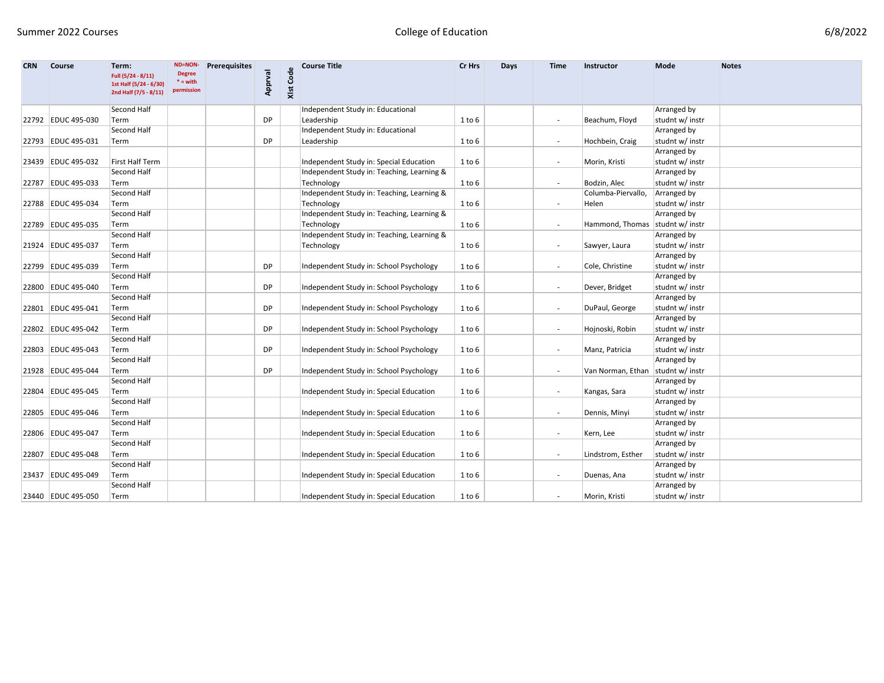| CRN | Course | Term: Full (5/24 - 8/11) 1st Half (5/24 - 6/30) 2nd Half (7/5 - 8/11) | ND=NON-Degree * = with permission | Prerequisites | Apprval | Xlst Code | Course Title | Cr Hrs | Days | Time | Instructor | Mode | Notes |
|---|---|---|---|---|---|---|---|---|---|---|---|---|---|
| 22792 | EDUC 495-030 | Second Half Term | | | DP | | Independent Study in: Educational Leadership | 1 to 6 | | - | Beachum, Floyd | Arranged by studnt w/ instr | |
| 22793 | EDUC 495-031 | Second Half Term | | | DP | | Independent Study in: Educational Leadership | 1 to 6 | | - | Hochbein, Craig | Arranged by studnt w/ instr | |
| 23439 | EDUC 495-032 | First Half Term | | | | | Independent Study in: Special Education | 1 to 6 | | - | Morin, Kristi | Arranged by studnt w/ instr | |
| 22787 | EDUC 495-033 | Second Half Term | | | | | Independent Study in: Teaching, Learning & Technology | 1 to 6 | | - | Bodzin, Alec | Arranged by studnt w/ instr | |
| 22788 | EDUC 495-034 | Second Half Term | | | | | Independent Study in: Teaching, Learning & Technology | 1 to 6 | | - | Columba-Piervallo, Helen | Arranged by studnt w/ instr | |
| 22789 | EDUC 495-035 | Second Half Term | | | | | Independent Study in: Teaching, Learning & Technology | 1 to 6 | | - | Hammond, Thomas | Arranged by studnt w/ instr | |
| 21924 | EDUC 495-037 | Second Half Term | | | | | Independent Study in: Teaching, Learning & Technology | 1 to 6 | | - | Sawyer, Laura | Arranged by studnt w/ instr | |
| 22799 | EDUC 495-039 | Second Half Term | | | DP | | Independent Study in: School Psychology | 1 to 6 | | - | Cole, Christine | Arranged by studnt w/ instr | |
| 22800 | EDUC 495-040 | Second Half Term | | | DP | | Independent Study in: School Psychology | 1 to 6 | | - | Dever, Bridget | Arranged by studnt w/ instr | |
| 22801 | EDUC 495-041 | Second Half Term | | | DP | | Independent Study in: School Psychology | 1 to 6 | | - | DuPaul, George | Arranged by studnt w/ instr | |
| 22802 | EDUC 495-042 | Second Half Term | | | DP | | Independent Study in: School Psychology | 1 to 6 | | - | Hojnoski, Robin | Arranged by studnt w/ instr | |
| 22803 | EDUC 495-043 | Second Half Term | | | DP | | Independent Study in: School Psychology | 1 to 6 | | - | Manz, Patricia | Arranged by studnt w/ instr | |
| 21928 | EDUC 495-044 | Second Half Term | | | DP | | Independent Study in: School Psychology | 1 to 6 | | - | Van Norman, Ethan | Arranged by studnt w/ instr | |
| 22804 | EDUC 495-045 | Second Half Term | | | | | Independent Study in: Special Education | 1 to 6 | | - | Kangas, Sara | Arranged by studnt w/ instr | |
| 22805 | EDUC 495-046 | Second Half Term | | | | | Independent Study in: Special Education | 1 to 6 | | - | Dennis, Minyi | Arranged by studnt w/ instr | |
| 22806 | EDUC 495-047 | Second Half Term | | | | | Independent Study in: Special Education | 1 to 6 | | - | Kern, Lee | Arranged by studnt w/ instr | |
| 22807 | EDUC 495-048 | Second Half Term | | | | | Independent Study in: Special Education | 1 to 6 | | - | Lindstrom, Esther | Arranged by studnt w/ instr | |
| 23437 | EDUC 495-049 | Second Half Term | | | | | Independent Study in: Special Education | 1 to 6 | | - | Duenas, Ana | Arranged by studnt w/ instr | |
| 23440 | EDUC 495-050 | Second Half Term | | | | | Independent Study in: Special Education | 1 to 6 | | - | Morin, Kristi | Arranged by studnt w/ instr | |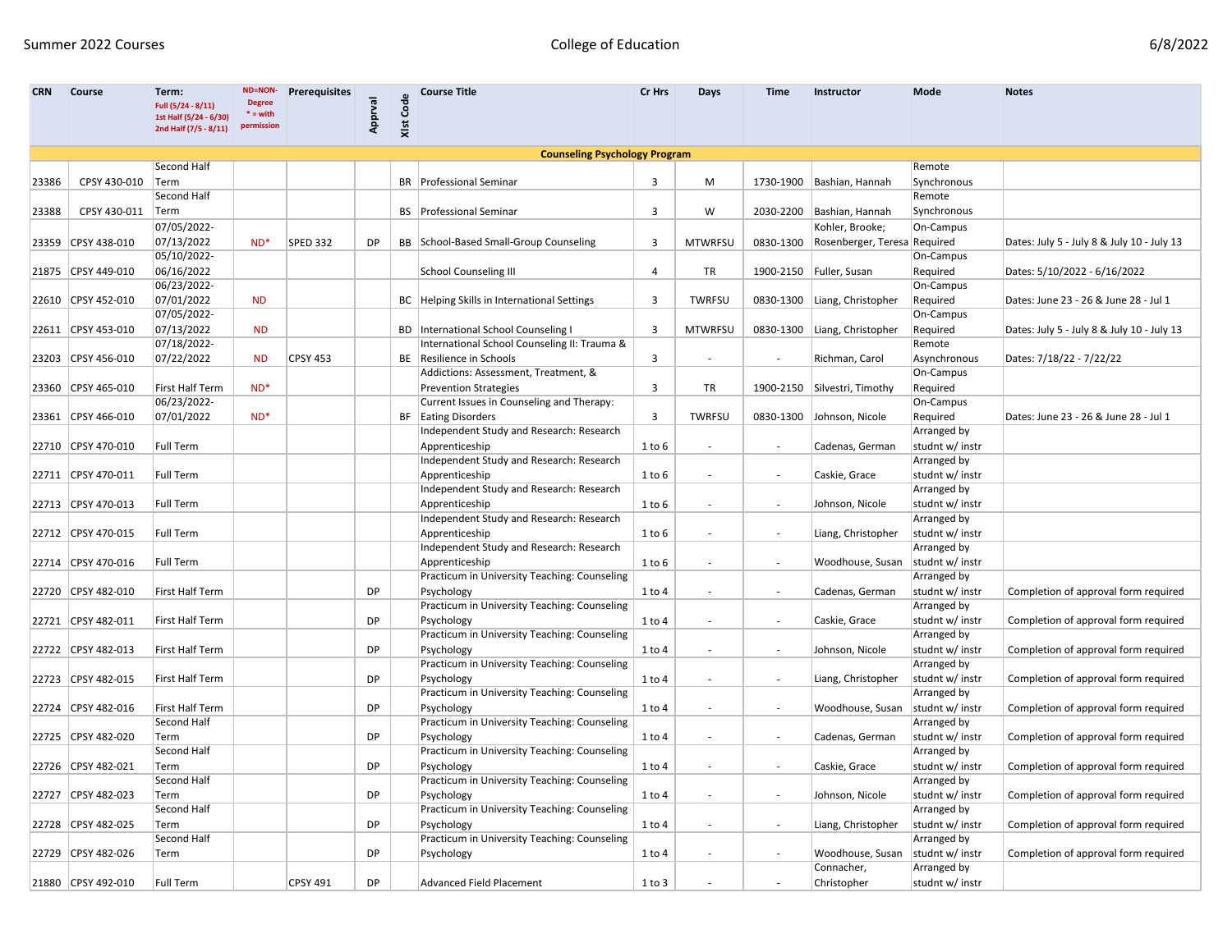Summer 2022 Courses — College of Education — 6/8/2022

| CRN | Course | Term: Full (5/24 - 8/11) 1st Half (5/24 - 6/30) 2nd Half (7/5 - 8/11) | ND=NON-Degree * = with permission | Prerequisites | Apprvl | Xlst Code | Course Title | Cr Hrs | Days | Time | Instructor | Mode | Notes |
|---|---|---|---|---|---|---|---|---|---|---|---|---|---|
| **Counseling Psychology Program** | | | | | | | | | | | | | |
| 23386 | CPSY 430-010 | Second Half Term | | | | BR | Professional Seminar | 3 | M | 1730-1900 | Bashian, Hannah | Remote Synchronous | |
| 23388 | CPSY 430-011 | Second Half Term | | | | BS | Professional Seminar | 3 | W | 2030-2200 | Bashian, Hannah | Remote Synchronous | |
| 23359 | CPSY 438-010 | 07/05/2022-07/13/2022 | ND* | SPED 332 | DP | BB | School-Based Small-Group Counseling | 3 | MTWRFSU | 0830-1300 | Kohler, Brooke; Rosenberger, Teresa | On-Campus Required | Dates: July 5 - July 8 & July 10 - July 13 |
| 21875 | CPSY 449-010 | 05/10/2022-06/16/2022 | | | | | School Counseling III | 4 | TR | 1900-2150 | Fuller, Susan | On-Campus Required | Dates: 5/10/2022 - 6/16/2022 |
| 22610 | CPSY 452-010 | 06/23/2022-07/01/2022 | ND | | | BC | Helping Skills in International Settings | 3 | TWRFSU | 0830-1300 | Liang, Christopher | On-Campus Required | Dates: June 23 - 26 & June 28 - Jul 1 |
| 22611 | CPSY 453-010 | 07/05/2022-07/13/2022 | ND | | | BD | International School Counseling I | 3 | MTWRFSU | 0830-1300 | Liang, Christopher | On-Campus Required | Dates: July 5 - July 8 & July 10 - July 13 |
| 23203 | CPSY 456-010 | 07/18/2022-07/22/2022 | ND | CPSY 453 | | BE | International School Counseling II: Trauma & Resilience in Schools | 3 | - | - | Richman, Carol | Remote Asynchronous | Dates: 7/18/22 - 7/22/22 |
| 23360 | CPSY 465-010 | First Half Term | ND* | | | | Addictions: Assessment, Treatment, & Prevention Strategies | 3 | TR | 1900-2150 | Silvestri, Timothy | On-Campus Required | |
| 23361 | CPSY 466-010 | 06/23/2022-07/01/2022 | ND* | | | BF | Current Issues in Counseling and Therapy: Eating Disorders | 3 | TWRFSU | 0830-1300 | Johnson, Nicole | On-Campus Required | Dates: June 23 - 26 & June 28 - Jul 1 |
| 22710 | CPSY 470-010 | Full Term | | | | | Independent Study and Research: Research Apprenticeship | 1 to 6 | - | - | Cadenas, German | Arranged by studnt w/ instr | |
| 22711 | CPSY 470-011 | Full Term | | | | | Independent Study and Research: Research Apprenticeship | 1 to 6 | - | - | Caskie, Grace | Arranged by studnt w/ instr | |
| 22713 | CPSY 470-013 | Full Term | | | | | Independent Study and Research: Research Apprenticeship | 1 to 6 | - | - | Johnson, Nicole | Arranged by studnt w/ instr | |
| 22712 | CPSY 470-015 | Full Term | | | | | Independent Study and Research: Research Apprenticeship | 1 to 6 | - | - | Liang, Christopher | Arranged by studnt w/ instr | |
| 22714 | CPSY 470-016 | Full Term | | | | | Independent Study and Research: Research Apprenticeship | 1 to 6 | - | - | Woodhouse, Susan | Arranged by studnt w/ instr | |
| 22720 | CPSY 482-010 | First Half Term | | | DP | | Practicum in University Teaching: Counseling Psychology | 1 to 4 | - | - | Cadenas, German | Arranged by studnt w/ instr | Completion of approval form required |
| 22721 | CPSY 482-011 | First Half Term | | | DP | | Practicum in University Teaching: Counseling Psychology | 1 to 4 | - | - | Caskie, Grace | Arranged by studnt w/ instr | Completion of approval form required |
| 22722 | CPSY 482-013 | First Half Term | | | DP | | Practicum in University Teaching: Counseling Psychology | 1 to 4 | - | - | Johnson, Nicole | Arranged by studnt w/ instr | Completion of approval form required |
| 22723 | CPSY 482-015 | First Half Term | | | DP | | Practicum in University Teaching: Counseling Psychology | 1 to 4 | - | - | Liang, Christopher | Arranged by studnt w/ instr | Completion of approval form required |
| 22724 | CPSY 482-016 | First Half Term | | | DP | | Practicum in University Teaching: Counseling Psychology | 1 to 4 | - | - | Woodhouse, Susan | Arranged by studnt w/ instr | Completion of approval form required |
| 22725 | CPSY 482-020 | Second Half Term | | | DP | | Practicum in University Teaching: Counseling Psychology | 1 to 4 | - | - | Cadenas, German | Arranged by studnt w/ instr | Completion of approval form required |
| 22726 | CPSY 482-021 | Second Half Term | | | DP | | Practicum in University Teaching: Counseling Psychology | 1 to 4 | - | - | Caskie, Grace | Arranged by studnt w/ instr | Completion of approval form required |
| 22727 | CPSY 482-023 | Second Half Term | | | DP | | Practicum in University Teaching: Counseling Psychology | 1 to 4 | - | - | Johnson, Nicole | Arranged by studnt w/ instr | Completion of approval form required |
| 22728 | CPSY 482-025 | Second Half Term | | | DP | | Practicum in University Teaching: Counseling Psychology | 1 to 4 | - | - | Liang, Christopher | Arranged by studnt w/ instr | Completion of approval form required |
| 22729 | CPSY 482-026 | Second Half Term | | | DP | | Practicum in University Teaching: Counseling Psychology | 1 to 4 | - | - | Woodhouse, Susan | Arranged by studnt w/ instr | Completion of approval form required |
| 21880 | CPSY 492-010 | Full Term | | CPSY 491 | DP | | Advanced Field Placement | 1 to 3 | - | - | Connacher, Christopher | Arranged by studnt w/ instr | |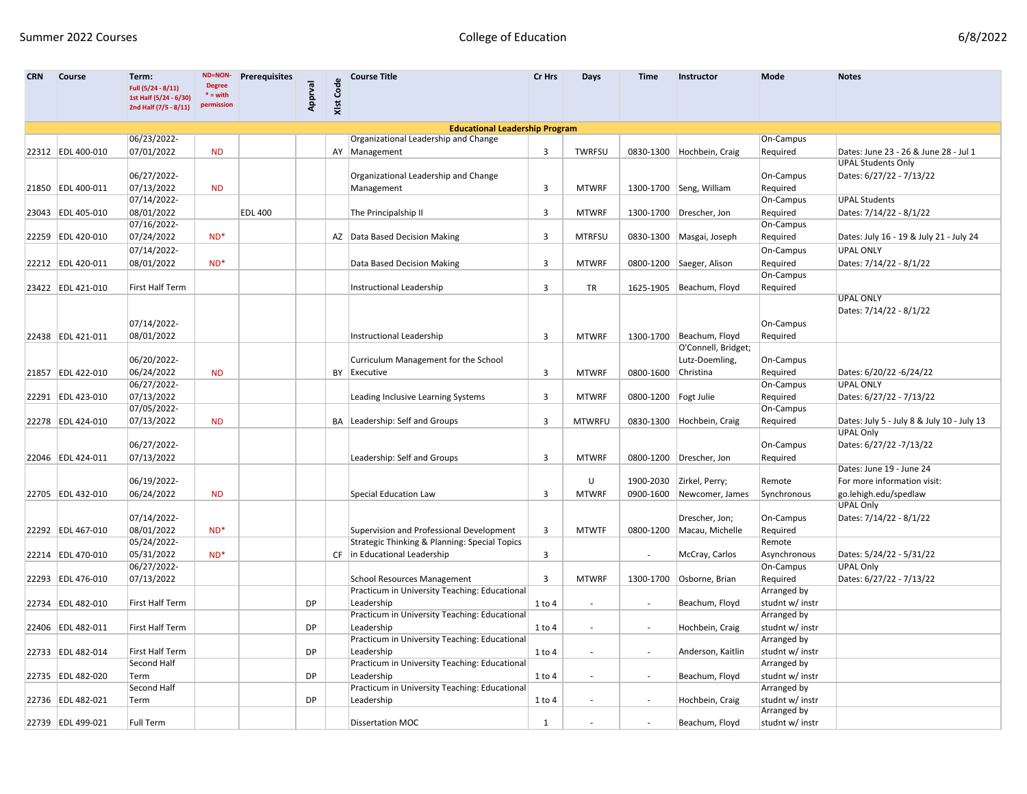Summer 2022 Courses | College of Education | 6/8/2022

| CRN | Course | Term: Full (5/24 - 8/11) 1st Half (5/24 - 6/30) 2nd Half (7/5 - 8/11) | ND=NON-Degree * = with permission | Prerequisites | Apprval | Xlst Code | Course Title | Cr Hrs | Days | Time | Instructor | Mode | Notes |
|---|---|---|---|---|---|---|---|---|---|---|---|---|---|
| **Educational Leadership Program** | | | | | | | | | | | | | |
| 22312 | EDL 400-010 | 06/23/2022-07/01/2022 | ND | | | AY | Organizational Leadership and Change Management | 3 | TWRFSU | 0830-1300 | Hochbein, Craig | On-Campus Required | Dates: June 23 - 26 & June 28 - Jul 1 |
| 21850 | EDL 400-011 | 06/27/2022-07/13/2022 | ND | | | | Organizational Leadership and Change Management | 3 | MTWRF | 1300-1700 | Seng, William | On-Campus Required | UPAL Students Only Dates: 6/27/22 - 7/13/22 |
| 23043 | EDL 405-010 | 07/14/2022-08/01/2022 | | EDL 400 | | | The Principalship II | 3 | MTWRF | 1300-1700 | Drescher, Jon | On-Campus Required | UPAL Students Dates: 7/14/22 - 8/1/22 |
| 22259 | EDL 420-010 | 07/16/2022-07/24/2022 | ND* | | | AZ | Data Based Decision Making | 3 | MTRFSU | 0830-1300 | Masgai, Joseph | On-Campus Required | Dates: July 16 - 19 & July 21 - July 24 |
| 22212 | EDL 420-011 | 07/14/2022-08/01/2022 | ND* | | | | Data Based Decision Making | 3 | MTWRF | 0800-1200 | Saeger, Alison | On-Campus Required | UPAL ONLY Dates: 7/14/22 - 8/1/22 |
| 23422 | EDL 421-010 | First Half Term | | | | | Instructional Leadership | 3 | TR | 1625-1905 | Beachum, Floyd | On-Campus Required | |
| 22438 | EDL 421-011 | 07/14/2022-08/01/2022 | | | | | Instructional Leadership | 3 | MTWRF | 1300-1700 | Beachum, Floyd | On-Campus Required | UPAL ONLY Dates: 7/14/22 - 8/1/22 |
| 21857 | EDL 422-010 | 06/20/2022-06/24/2022 | ND | | | BY | Curriculum Management for the School Executive | 3 | MTWRF | 0800-1600 | O'Connell, Bridget; Lutz-Doemling, Christina | On-Campus Required | Dates: 6/20/22 -6/24/22 |
| 22291 | EDL 423-010 | 06/27/2022-07/13/2022 | | | | | Leading Inclusive Learning Systems | 3 | MTWRF | 0800-1200 | Fogt Julie | On-Campus Required | UPAL ONLY Dates: 6/27/22 - 7/13/22 |
| 22278 | EDL 424-010 | 07/05/2022-07/13/2022 | ND | | | BA | Leadership: Self and Groups | 3 | MTWRFU | 0830-1300 | Hochbein, Craig | On-Campus Required | Dates: July 5 - July 8 & July 10 - July 13 |
| 22046 | EDL 424-011 | 06/27/2022-07/13/2022 | | | | | Leadership: Self and Groups | 3 | MTWRF | 0800-1200 | Drescher, Jon | On-Campus Required | UPAL Only Dates: 6/27/22 -7/13/22 |
| 22705 | EDL 432-010 | 06/19/2022-06/24/2022 | ND | | | | Special Education Law | 3 | U MTWRF | 1900-2030 0900-1600 | Zirkel, Perry; Newcomer, James | Remote Synchronous | Dates: June 19 - June 24 For more information visit: go.lehigh.edu/spedlaw |
| 22292 | EDL 467-010 | 07/14/2022-08/01/2022 | ND* | | | | Supervision and Professional Development | 3 | MTWTF | 0800-1200 | Drescher, Jon; Macau, Michelle | On-Campus Required | UPAL Only Dates: 7/14/22 - 8/1/22 |
| 22214 | EDL 470-010 | 05/24/2022-05/31/2022 | ND* | | | CF | Strategic Thinking & Planning: Special Topics in Educational Leadership | 3 | | - | McCray, Carlos | Remote Asynchronous | Dates: 5/24/22 - 5/31/22 |
| 22293 | EDL 476-010 | 06/27/2022-07/13/2022 | | | | | School Resources Management | 3 | MTWRF | 1300-1700 | Osborne, Brian | On-Campus Required | UPAL Only Dates: 6/27/22 - 7/13/22 |
| 22734 | EDL 482-010 | First Half Term | | | DP | | Practicum in University Teaching: Educational Leadership | 1 to 4 | - | - | Beachum, Floyd | Arranged by studnt w/ instr | |
| 22406 | EDL 482-011 | First Half Term | | | DP | | Practicum in University Teaching: Educational Leadership | 1 to 4 | - | - | Hochbein, Craig | Arranged by studnt w/ instr | |
| 22733 | EDL 482-014 | First Half Term | | | DP | | Practicum in University Teaching: Educational Leadership | 1 to 4 | - | - | Anderson, Kaitlin | Arranged by studnt w/ instr | |
| 22735 | EDL 482-020 | Second Half Term | | | DP | | Practicum in University Teaching: Educational Leadership | 1 to 4 | - | - | Beachum, Floyd | Arranged by studnt w/ instr | |
| 22736 | EDL 482-021 | Second Half Term | | | DP | | Practicum in University Teaching: Educational Leadership | 1 to 4 | - | - | Hochbein, Craig | Arranged by studnt w/ instr | |
| 22739 | EDL 499-021 | Full Term | | | | | Dissertation MOC | 1 | - | - | Beachum, Floyd | Arranged by studnt w/ instr | |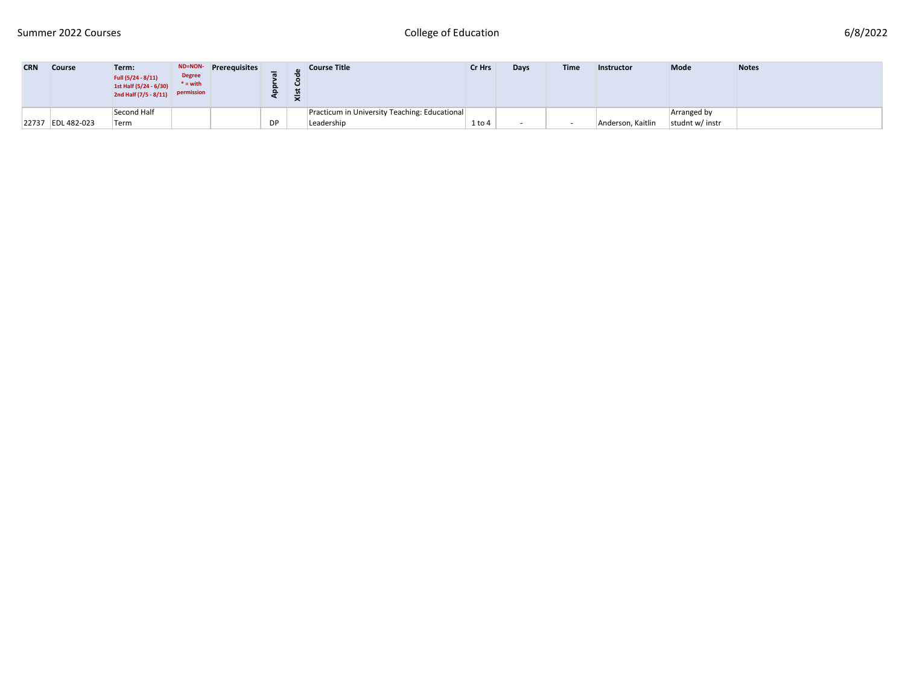| CRN | Course | Term: Full (5/24 - 8/11) 1st Half (5/24 - 6/30) 2nd Half (7/5 - 8/11) | ND=NON-Degree * = with permission | Prerequisites | Apprval | Xlst Code | Course Title | Cr Hrs | Days | Time | Instructor | Mode | Notes |
|---|---|---|---|---|---|---|---|---|---|---|---|---|---|
| 22737 | EDL 482-023 | Second Half Term | | | DP | | Practicum in University Teaching: Educational Leadership | 1 to 4 | - | - | Anderson, Kaitlin | Arranged by studnt w/ instr | |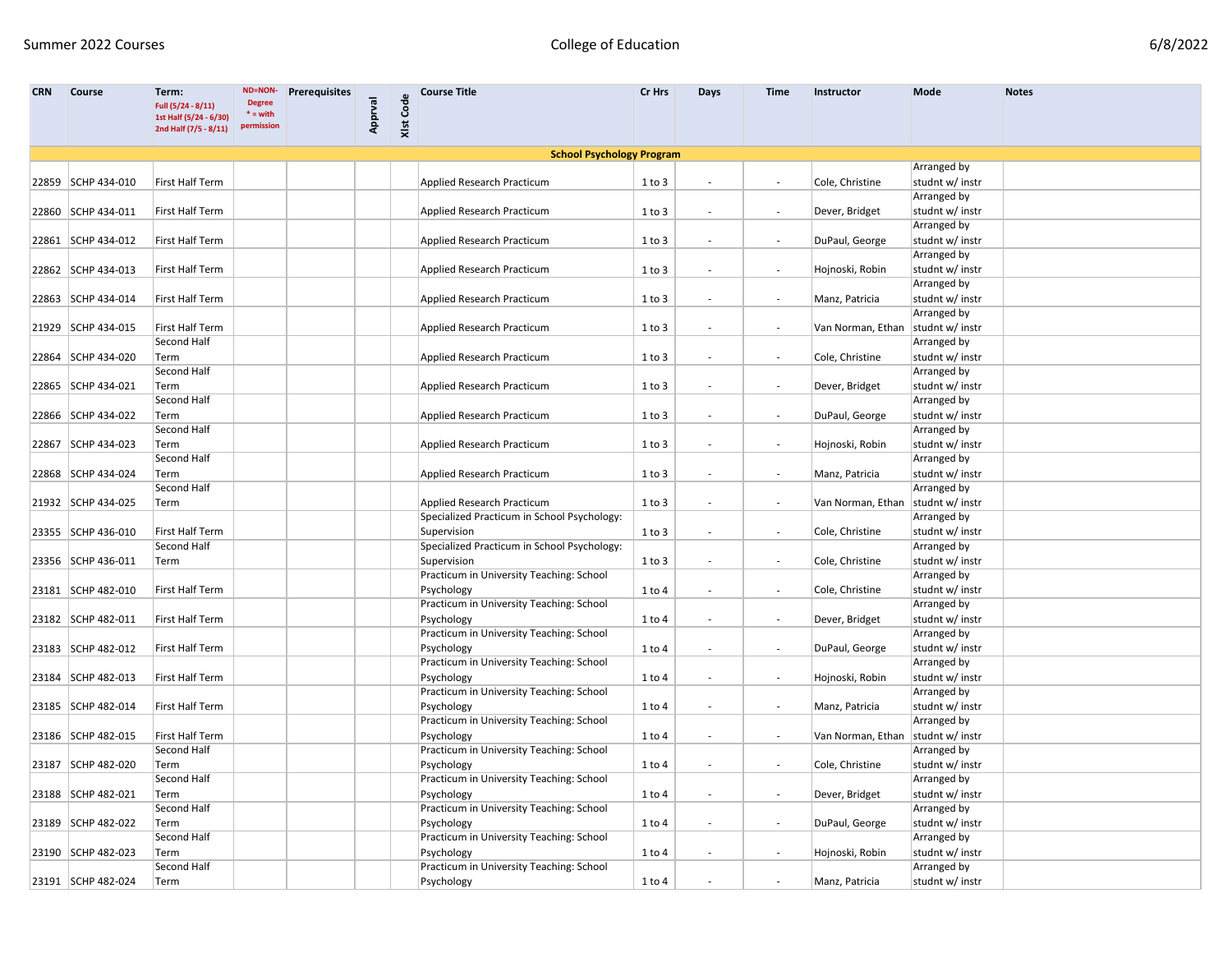| CRN | Course | Term: Full (5/24 - 8/11) 1st Half (5/24 - 6/30) 2nd Half (7/5 - 8/11) | ND=NON-Degree * = with permission | Prerequisites | Apprval | Xlst Code | Course Title | Cr Hrs | Days | Time | Instructor | Mode | Notes |
|---|---|---|---|---|---|---|---|---|---|---|---|---|---|
| **School Psychology Program** | | | | | | | | | | | | | |
| 22859 | SCHP 434-010 | First Half Term | | | | | Applied Research Practicum | 1 to 3 | - | - | Cole, Christine | Arranged by studnt w/ instr | |
| 22860 | SCHP 434-011 | First Half Term | | | | | Applied Research Practicum | 1 to 3 | - | - | Dever, Bridget | Arranged by studnt w/ instr | |
| 22861 | SCHP 434-012 | First Half Term | | | | | Applied Research Practicum | 1 to 3 | - | - | DuPaul, George | Arranged by studnt w/ instr | |
| 22862 | SCHP 434-013 | First Half Term | | | | | Applied Research Practicum | 1 to 3 | - | - | Hojnoski, Robin | Arranged by studnt w/ instr | |
| 22863 | SCHP 434-014 | First Half Term | | | | | Applied Research Practicum | 1 to 3 | - | - | Manz, Patricia | Arranged by studnt w/ instr | |
| 21929 | SCHP 434-015 | First Half Term | | | | | Applied Research Practicum | 1 to 3 | - | - | Van Norman, Ethan | Arranged by studnt w/ instr | |
| 22864 | SCHP 434-020 | Second Half Term | | | | | Applied Research Practicum | 1 to 3 | - | - | Cole, Christine | Arranged by studnt w/ instr | |
| 22865 | SCHP 434-021 | Second Half Term | | | | | Applied Research Practicum | 1 to 3 | - | - | Dever, Bridget | Arranged by studnt w/ instr | |
| 22866 | SCHP 434-022 | Second Half Term | | | | | Applied Research Practicum | 1 to 3 | - | - | DuPaul, George | Arranged by studnt w/ instr | |
| 22867 | SCHP 434-023 | Second Half Term | | | | | Applied Research Practicum | 1 to 3 | - | - | Hojnoski, Robin | Arranged by studnt w/ instr | |
| 22868 | SCHP 434-024 | Second Half Term | | | | | Applied Research Practicum | 1 to 3 | - | - | Manz, Patricia | Arranged by studnt w/ instr | |
| 21932 | SCHP 434-025 | Second Half Term | | | | | Applied Research Practicum | 1 to 3 | - | - | Van Norman, Ethan | Arranged by studnt w/ instr | |
| 23355 | SCHP 436-010 | First Half Term | | | | | Specialized Practicum in School Psychology: Supervision | 1 to 3 | - | - | Cole, Christine | Arranged by studnt w/ instr | |
| 23356 | SCHP 436-011 | Second Half Term | | | | | Specialized Practicum in School Psychology: Supervision | 1 to 3 | - | - | Cole, Christine | Arranged by studnt w/ instr | |
| 23181 | SCHP 482-010 | First Half Term | | | | | Practicum in University Teaching: School Psychology | 1 to 4 | - | - | Cole, Christine | Arranged by studnt w/ instr | |
| 23182 | SCHP 482-011 | First Half Term | | | | | Practicum in University Teaching: School Psychology | 1 to 4 | - | - | Dever, Bridget | Arranged by studnt w/ instr | |
| 23183 | SCHP 482-012 | First Half Term | | | | | Practicum in University Teaching: School Psychology | 1 to 4 | - | - | DuPaul, George | Arranged by studnt w/ instr | |
| 23184 | SCHP 482-013 | First Half Term | | | | | Practicum in University Teaching: School Psychology | 1 to 4 | - | - | Hojnoski, Robin | Arranged by studnt w/ instr | |
| 23185 | SCHP 482-014 | First Half Term | | | | | Practicum in University Teaching: School Psychology | 1 to 4 | - | - | Manz, Patricia | Arranged by studnt w/ instr | |
| 23186 | SCHP 482-015 | First Half Term | | | | | Practicum in University Teaching: School Psychology | 1 to 4 | - | - | Van Norman, Ethan | Arranged by studnt w/ instr | |
| 23187 | SCHP 482-020 | Second Half Term | | | | | Practicum in University Teaching: School Psychology | 1 to 4 | - | - | Cole, Christine | Arranged by studnt w/ instr | |
| 23188 | SCHP 482-021 | Second Half Term | | | | | Practicum in University Teaching: School Psychology | 1 to 4 | - | - | Dever, Bridget | Arranged by studnt w/ instr | |
| 23189 | SCHP 482-022 | Second Half Term | | | | | Practicum in University Teaching: School Psychology | 1 to 4 | - | - | DuPaul, George | Arranged by studnt w/ instr | |
| 23190 | SCHP 482-023 | Second Half Term | | | | | Practicum in University Teaching: School Psychology | 1 to 4 | - | - | Hojnoski, Robin | Arranged by studnt w/ instr | |
| 23191 | SCHP 482-024 | Second Half Term | | | | | Practicum in University Teaching: School Psychology | 1 to 4 | - | - | Manz, Patricia | Arranged by studnt w/ instr | |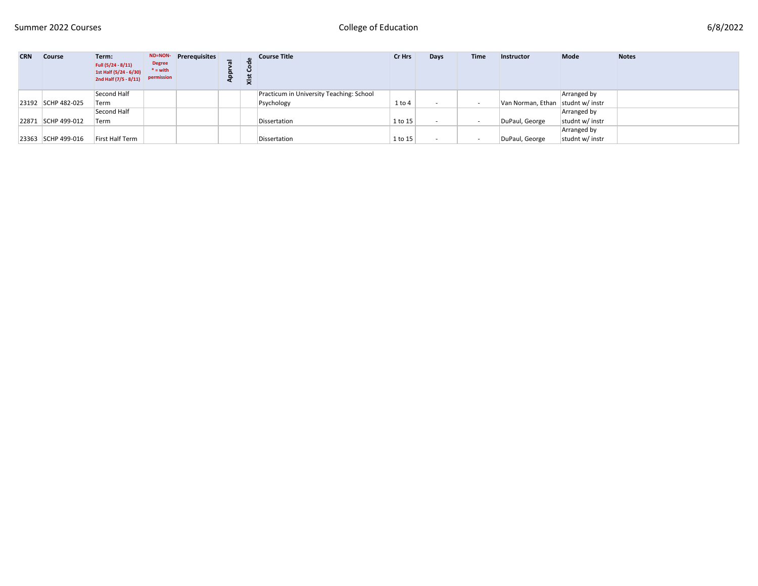| CRN | Course | Term: Full (5/24 - 8/11) 1st Half (5/24 - 6/30) 2nd Half (7/5 - 8/11) | ND=NON-Degree * = with permission | Prerequisites | Apprval | Xlst Code | Course Title | Cr Hrs | Days | Time | Instructor | Mode | Notes |
|---|---|---|---|---|---|---|---|---|---|---|---|---|---|
| 23192 | SCHP 482-025 | Second Half Term | | | | | Practicum in University Teaching: School Psychology | 1 to 4 | - | - | Van Norman, Ethan | Arranged by studnt w/ instr | |
| 22871 | SCHP 499-012 | Second Half Term | | | | | Dissertation | 1 to 15 | - | - | DuPaul, George | Arranged by studnt w/ instr | |
| 23363 | SCHP 499-016 | First Half Term | | | | | Dissertation | 1 to 15 | - | - | DuPaul, George | Arranged by studnt w/ instr | |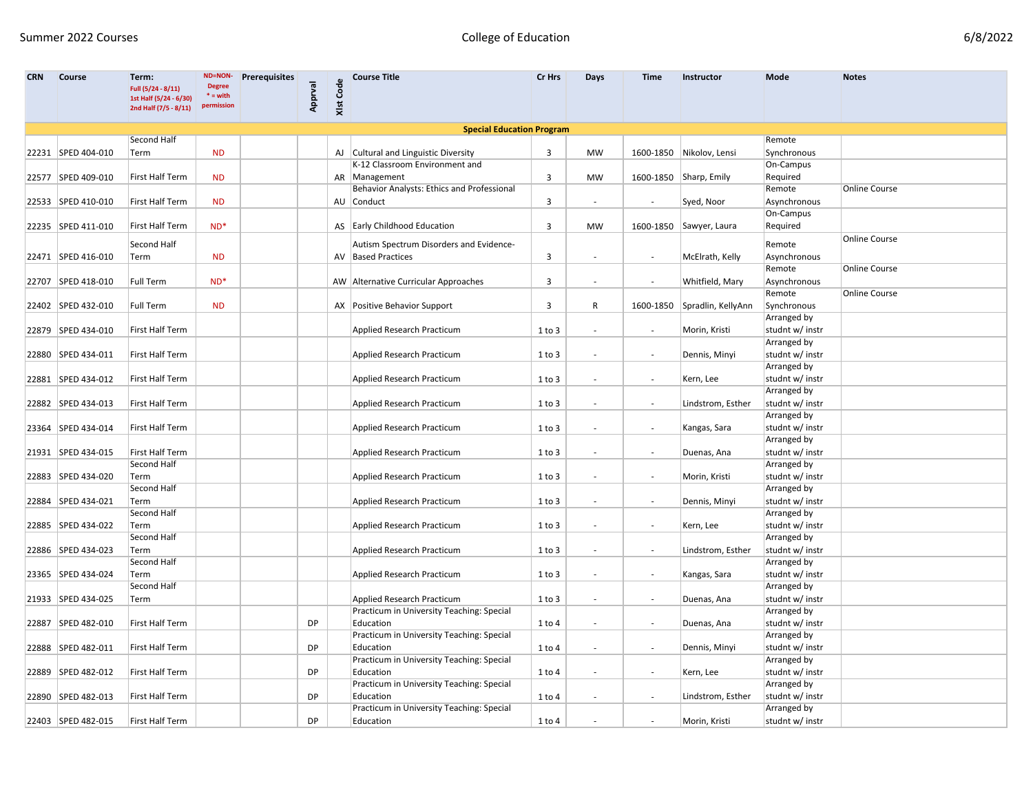| CRN | Course | Term: Full (5/24 - 8/11) 1st Half (5/24 - 6/30) 2nd Half (7/5 - 8/11) | ND=NON-Degree * = with permission | Prerequisites | Apprval | Xlst Code | Course Title | Cr Hrs | Days | Time | Instructor | Mode | Notes |
|---|---|---|---|---|---|---|---|---|---|---|---|---|---|
| **Special Education Program** | | | | | | | | | | | | | |
| 22231 | SPED 404-010 | Second Half Term | ND | | | AJ | Cultural and Linguistic Diversity | 3 | MW | 1600-1850 | Nikolov, Lensi | Remote Synchronous | |
| 22577 | SPED 409-010 | First Half Term | ND | | | AR | K-12 Classroom Environment and Management | 3 | MW | 1600-1850 | Sharp, Emily | On-Campus Required | |
| 22533 | SPED 410-010 | First Half Term | ND | | | AU | Behavior Analysts: Ethics and Professional Conduct | 3 | - | - | Syed, Noor | Remote Asynchronous | Online Course |
| 22235 | SPED 411-010 | First Half Term | ND* | | | AS | Early Childhood Education | 3 | MW | 1600-1850 | Sawyer, Laura | On-Campus Required | |
| 22471 | SPED 416-010 | Second Half Term | ND | | | AV | Autism Spectrum Disorders and Evidence-Based Practices | 3 | - | - | McElrath, Kelly | Remote Asynchronous | Online Course |
| 22707 | SPED 418-010 | Full Term | ND* | | | AW | Alternative Curricular Approaches | 3 | - | - | Whitfield, Mary | Remote Asynchronous | Online Course |
| 22402 | SPED 432-010 | Full Term | ND | | | AX | Positive Behavior Support | 3 | R | 1600-1850 | Spradlin, KellyAnn | Remote Synchronous | Online Course |
| 22879 | SPED 434-010 | First Half Term | | | | | Applied Research Practicum | 1 to 3 | - | - | Morin, Kristi | Arranged by studnt w/ instr | |
| 22880 | SPED 434-011 | First Half Term | | | | | Applied Research Practicum | 1 to 3 | - | - | Dennis, Minyi | Arranged by studnt w/ instr | |
| 22881 | SPED 434-012 | First Half Term | | | | | Applied Research Practicum | 1 to 3 | - | - | Kern, Lee | Arranged by studnt w/ instr | |
| 22882 | SPED 434-013 | First Half Term | | | | | Applied Research Practicum | 1 to 3 | - | - | Lindstrom, Esther | Arranged by studnt w/ instr | |
| 23364 | SPED 434-014 | First Half Term | | | | | Applied Research Practicum | 1 to 3 | - | - | Kangas, Sara | Arranged by studnt w/ instr | |
| 21931 | SPED 434-015 | First Half Term | | | | | Applied Research Practicum | 1 to 3 | - | - | Duenas, Ana | Arranged by studnt w/ instr | |
| 22883 | SPED 434-020 | Second Half Term | | | | | Applied Research Practicum | 1 to 3 | - | - | Morin, Kristi | Arranged by studnt w/ instr | |
| 22884 | SPED 434-021 | Second Half Term | | | | | Applied Research Practicum | 1 to 3 | - | - | Dennis, Minyi | Arranged by studnt w/ instr | |
| 22885 | SPED 434-022 | Second Half Term | | | | | Applied Research Practicum | 1 to 3 | - | - | Kern, Lee | Arranged by studnt w/ instr | |
| 22886 | SPED 434-023 | Second Half Term | | | | | Applied Research Practicum | 1 to 3 | - | - | Lindstrom, Esther | Arranged by studnt w/ instr | |
| 23365 | SPED 434-024 | Second Half Term | | | | | Applied Research Practicum | 1 to 3 | - | - | Kangas, Sara | Arranged by studnt w/ instr | |
| 21933 | SPED 434-025 | Second Half Term | | | | | Applied Research Practicum | 1 to 3 | - | - | Duenas, Ana | Arranged by studnt w/ instr | |
| 22887 | SPED 482-010 | First Half Term | | | DP | | Practicum in University Teaching: Special Education | 1 to 4 | - | - | Duenas, Ana | Arranged by studnt w/ instr | |
| 22888 | SPED 482-011 | First Half Term | | | DP | | Practicum in University Teaching: Special Education | 1 to 4 | - | - | Dennis, Minyi | Arranged by studnt w/ instr | |
| 22889 | SPED 482-012 | First Half Term | | | DP | | Practicum in University Teaching: Special Education | 1 to 4 | - | - | Kern, Lee | Arranged by studnt w/ instr | |
| 22890 | SPED 482-013 | First Half Term | | | DP | | Practicum in University Teaching: Special Education | 1 to 4 | - | - | Lindstrom, Esther | Arranged by studnt w/ instr | |
| 22403 | SPED 482-015 | First Half Term | | | DP | | Practicum in University Teaching: Special Education | 1 to 4 | - | - | Morin, Kristi | Arranged by studnt w/ instr | |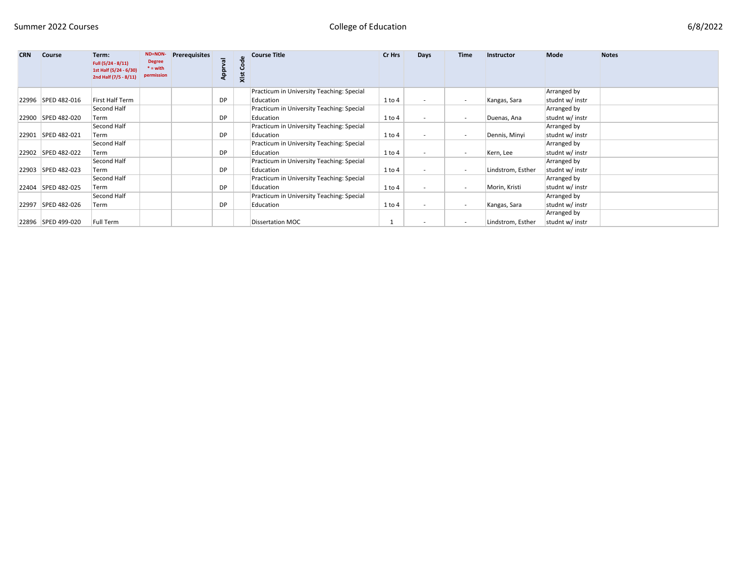| CRN | Course | Term: Full (5/24 - 8/11) 1st Half (5/24 - 6/30) 2nd Half (7/5 - 8/11) | ND=NON-Degree * = with permission | Prerequisites | Apprval | Xlst Code | Course Title | Cr Hrs | Days | Time | Instructor | Mode | Notes |
|---|---|---|---|---|---|---|---|---|---|---|---|---|---|
| 22996 | SPED 482-016 | First Half Term | | | DP | | Practicum in University Teaching: Special Education | 1 to 4 | - | - | Kangas, Sara | Arranged by studnt w/ instr | |
| 22900 | SPED 482-020 | Second Half Term | | | DP | | Practicum in University Teaching: Special Education | 1 to 4 | - | - | Duenas, Ana | Arranged by studnt w/ instr | |
| 22901 | SPED 482-021 | Second Half Term | | | DP | | Practicum in University Teaching: Special Education | 1 to 4 | - | - | Dennis, Minyi | Arranged by studnt w/ instr | |
| 22902 | SPED 482-022 | Second Half Term | | | DP | | Practicum in University Teaching: Special Education | 1 to 4 | - | - | Kern, Lee | Arranged by studnt w/ instr | |
| 22903 | SPED 482-023 | Second Half Term | | | DP | | Practicum in University Teaching: Special Education | 1 to 4 | - | - | Lindstrom, Esther | Arranged by studnt w/ instr | |
| 22404 | SPED 482-025 | Second Half Term | | | DP | | Practicum in University Teaching: Special Education | 1 to 4 | - | - | Morin, Kristi | Arranged by studnt w/ instr | |
| 22997 | SPED 482-026 | Second Half Term | | | DP | | Practicum in University Teaching: Special Education | 1 to 4 | - | - | Kangas, Sara | Arranged by studnt w/ instr | |
| 22896 | SPED 499-020 | Full Term | | | | | Dissertation MOC | 1 | - | - | Lindstrom, Esther | Arranged by studnt w/ instr | |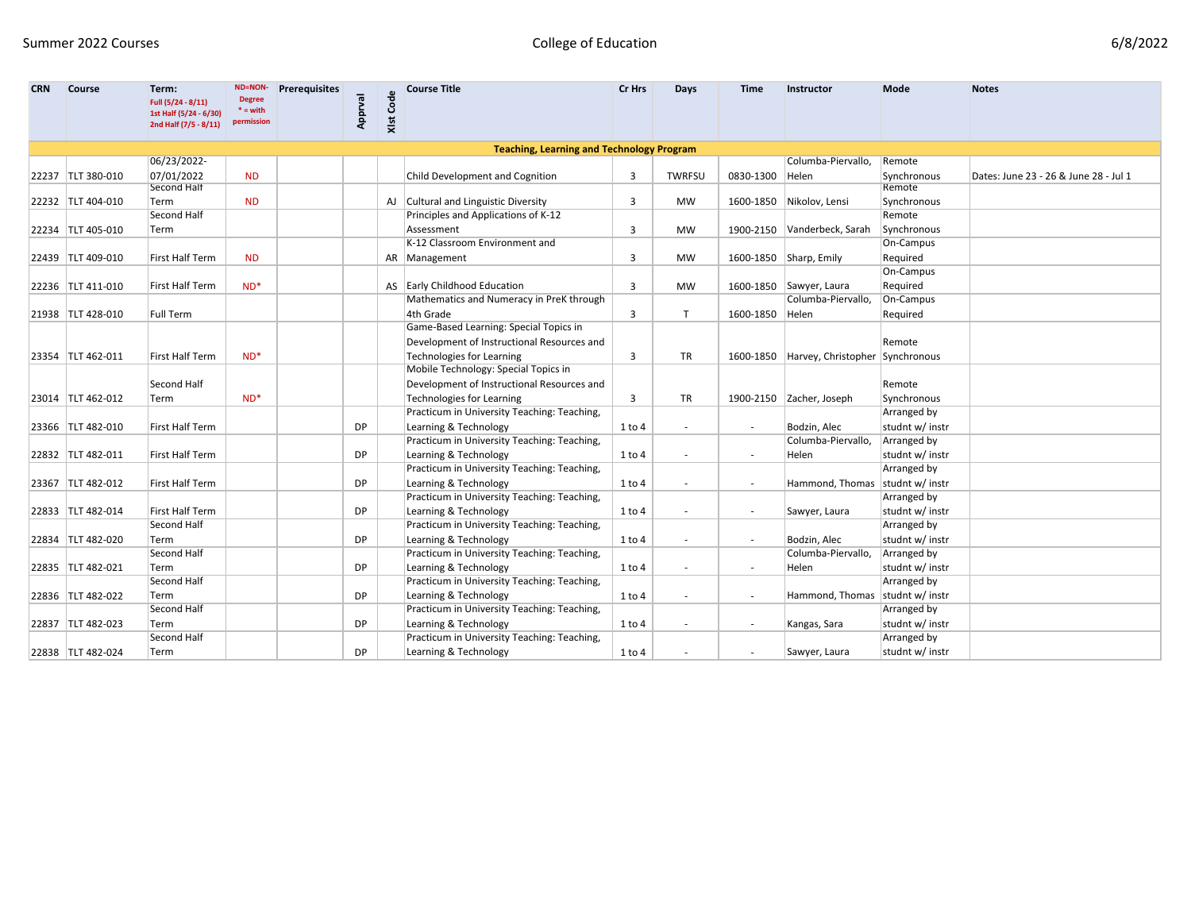| CRN | Course | Term: Full (5/24 - 8/11) 1st Half (5/24 - 6/30) 2nd Half (7/5 - 8/11) | ND=NON-Degree * = with permission | Prerequisites | Apprval | Xlst Code | Course Title | Cr Hrs | Days | Time | Instructor | Mode | Notes |
|---|---|---|---|---|---|---|---|---|---|---|---|---|---|
| | | | | | | | **Teaching, Learning and Technology Program** | | | | | | |
| 22237 | TLT 380-010 | 06/23/2022-07/01/2022 | ND | | | | Child Development and Cognition | 3 | TWRFSU | 0830-1300 | Columba-Piervallo, Helen | Remote Synchronous | Dates: June 23 - 26 & June 28 - Jul 1 |
| 22232 | TLT 404-010 | Second Half Term | ND | | | AJ | Cultural and Linguistic Diversity | 3 | MW | 1600-1850 | Nikolov, Lensi | Remote Synchronous | |
| 22234 | TLT 405-010 | Second Half Term | | | | | Principles and Applications of K-12 Assessment | 3 | MW | 1900-2150 | Vanderbeck, Sarah | Remote Synchronous | |
| 22439 | TLT 409-010 | First Half Term | ND | | | AR | K-12 Classroom Environment and Management | 3 | MW | 1600-1850 | Sharp, Emily | On-Campus Required | |
| 22236 | TLT 411-010 | First Half Term | ND* | | | AS | Early Childhood Education | 3 | MW | 1600-1850 | Sawyer, Laura | On-Campus Required | |
| 21938 | TLT 428-010 | Full Term | | | | | Mathematics and Numeracy in PreK through 4th Grade | 3 | T | 1600-1850 | Columba-Piervallo, Helen | On-Campus Required | |
| 23354 | TLT 462-011 | First Half Term | ND* | | | | Game-Based Learning: Special Topics in Development of Instructional Resources and Technologies for Learning | 3 | TR | 1600-1850 | Harvey, Christopher | Remote Synchronous | |
| 23014 | TLT 462-012 | Second Half Term | ND* | | | | Mobile Technology: Special Topics in Development of Instructional Resources and Technologies for Learning | 3 | TR | 1900-2150 | Zacher, Joseph | Remote Synchronous | |
| 23366 | TLT 482-010 | First Half Term | | | DP | | Practicum in University Teaching: Teaching, Learning & Technology | 1 to 4 | - | - | Bodzin, Alec | Arranged by studnt w/ instr | |
| 22832 | TLT 482-011 | First Half Term | | | DP | | Practicum in University Teaching: Teaching, Learning & Technology | 1 to 4 | - | - | Columba-Piervallo, Helen | Arranged by studnt w/ instr | |
| 23367 | TLT 482-012 | First Half Term | | | DP | | Practicum in University Teaching: Teaching, Learning & Technology | 1 to 4 | - | - | Hammond, Thomas | Arranged by studnt w/ instr | |
| 22833 | TLT 482-014 | First Half Term | | | DP | | Practicum in University Teaching: Teaching, Learning & Technology | 1 to 4 | - | - | Sawyer, Laura | Arranged by studnt w/ instr | |
| 22834 | TLT 482-020 | Second Half Term | | | DP | | Practicum in University Teaching: Teaching, Learning & Technology | 1 to 4 | - | - | Bodzin, Alec | Arranged by studnt w/ instr | |
| 22835 | TLT 482-021 | Second Half Term | | | DP | | Practicum in University Teaching: Teaching, Learning & Technology | 1 to 4 | - | - | Columba-Piervallo, Helen | Arranged by studnt w/ instr | |
| 22836 | TLT 482-022 | Second Half Term | | | DP | | Practicum in University Teaching: Teaching, Learning & Technology | 1 to 4 | - | - | Hammond, Thomas | Arranged by studnt w/ instr | |
| 22837 | TLT 482-023 | Second Half Term | | | DP | | Practicum in University Teaching: Teaching, Learning & Technology | 1 to 4 | - | - | Kangas, Sara | Arranged by studnt w/ instr | |
| 22838 | TLT 482-024 | Second Half Term | | | DP | | Practicum in University Teaching: Teaching, Learning & Technology | 1 to 4 | - | - | Sawyer, Laura | Arranged by studnt w/ instr | |